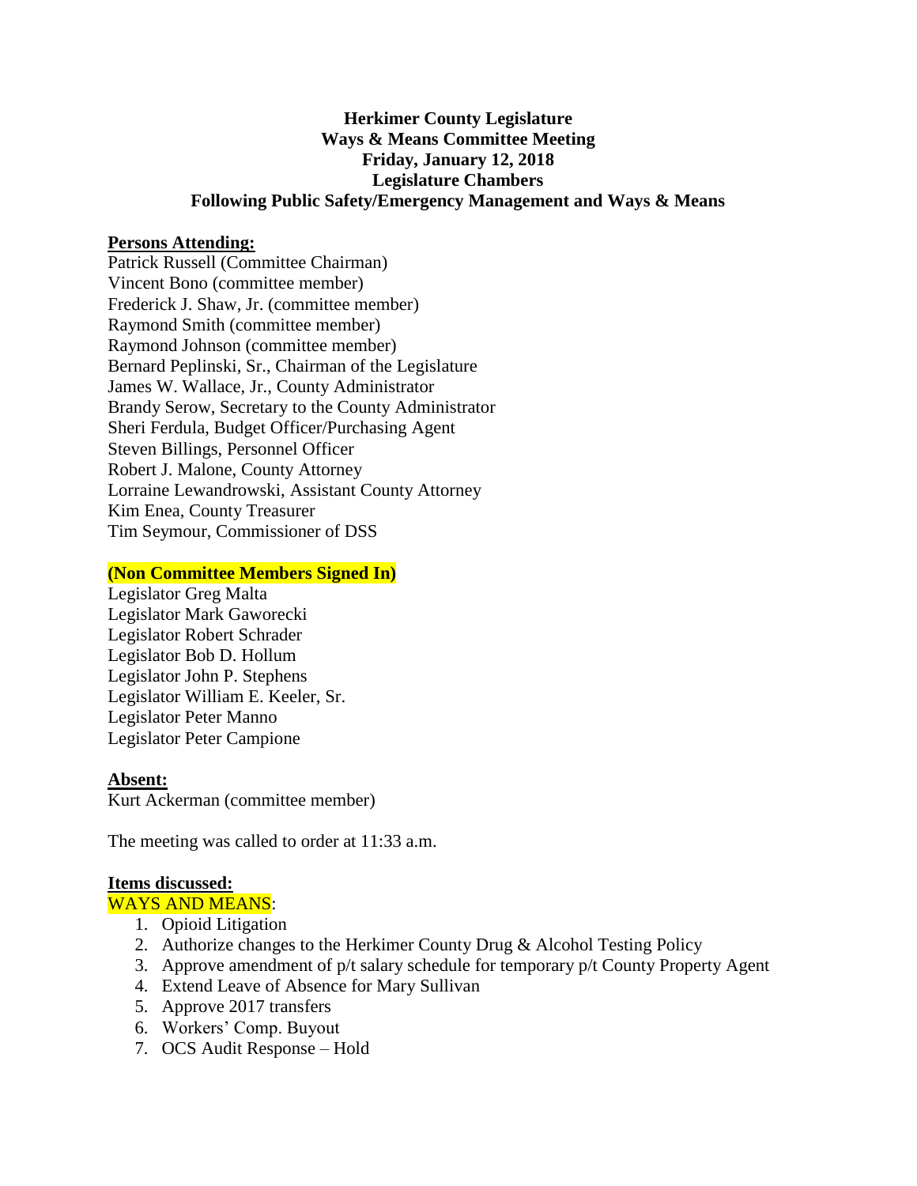**Herkimer County Legislature**
**Ways & Means Committee Meeting**
**Friday, January 12, 2018**
**Legislature Chambers**
**Following Public Safety/Emergency Management and Ways & Means**

**Persons Attending:**

Patrick Russell (Committee Chairman)
Vincent Bono (committee member)
Frederick J. Shaw, Jr. (committee member)
Raymond Smith (committee member)
Raymond Johnson (committee member)
Bernard Peplinski, Sr., Chairman of the Legislature
James W. Wallace, Jr., County Administrator
Brandy Serow, Secretary to the County Administrator
Sheri Ferdula, Budget Officer/Purchasing Agent
Steven Billings, Personnel Officer
Robert J. Malone, County Attorney
Lorraine Lewandrowski, Assistant County Attorney
Kim Enea, County Treasurer
Tim Seymour, Commissioner of DSS

**(Non Committee Members Signed In)**

Legislator Greg Malta
Legislator Mark Gaworecki
Legislator Robert Schrader
Legislator Bob D. Hollum
Legislator John P. Stephens
Legislator William E. Keeler, Sr.
Legislator Peter Manno
Legislator Peter Campione

**Absent:**

Kurt Ackerman (committee member)

The meeting was called to order at 11:33 a.m.

**Items discussed:**

WAYS AND MEANS:

1. Opioid Litigation
2. Authorize changes to the Herkimer County Drug & Alcohol Testing Policy
3. Approve amendment of p/t salary schedule for temporary p/t County Property Agent
4. Extend Leave of Absence for Mary Sullivan
5. Approve 2017 transfers
6. Workers' Comp. Buyout
7. OCS Audit Response – Hold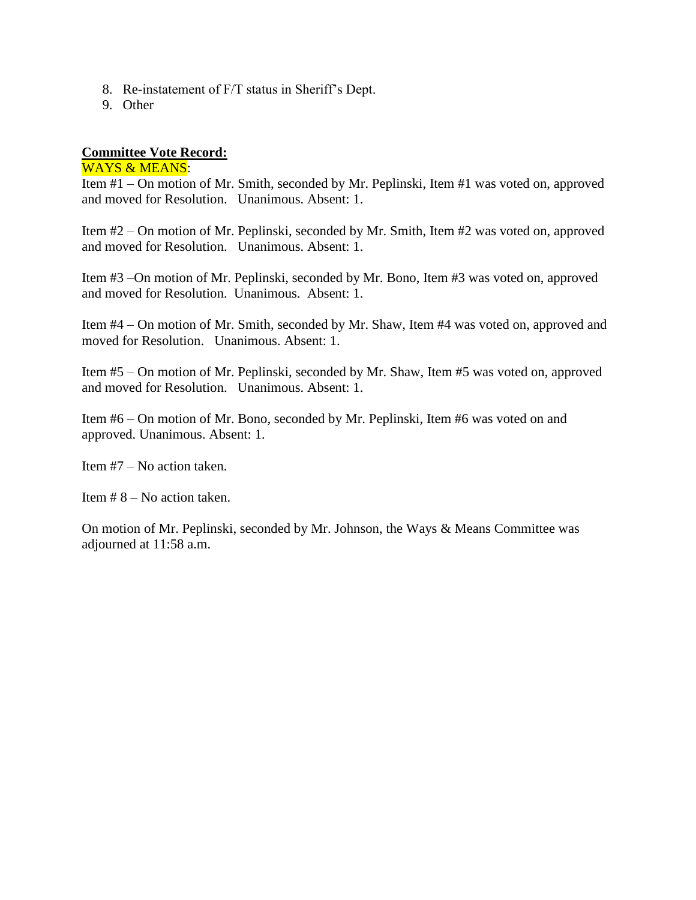8. Re-instatement of F/T status in Sheriff's Dept.
9. Other

**Committee Vote Record:**

WAYS & MEANS:

Item #1 – On motion of Mr. Smith, seconded by Mr. Peplinski, Item #1 was voted on, approved and moved for Resolution. Unanimous. Absent: 1.

Item #2 – On motion of Mr. Peplinski, seconded by Mr. Smith, Item #2 was voted on, approved and moved for Resolution. Unanimous. Absent: 1.

Item #3 –On motion of Mr. Peplinski, seconded by Mr. Bono, Item #3 was voted on, approved and moved for Resolution. Unanimous. Absent: 1.

Item #4 – On motion of Mr. Smith, seconded by Mr. Shaw, Item #4 was voted on, approved and moved for Resolution. Unanimous. Absent: 1.

Item #5 – On motion of Mr. Peplinski, seconded by Mr. Shaw, Item #5 was voted on, approved and moved for Resolution. Unanimous. Absent: 1.

Item #6 – On motion of Mr. Bono, seconded by Mr. Peplinski, Item #6 was voted on and approved. Unanimous. Absent: 1.

Item #7 – No action taken.

Item # 8 – No action taken.

On motion of Mr. Peplinski, seconded by Mr. Johnson, the Ways & Means Committee was adjourned at 11:58 a.m.